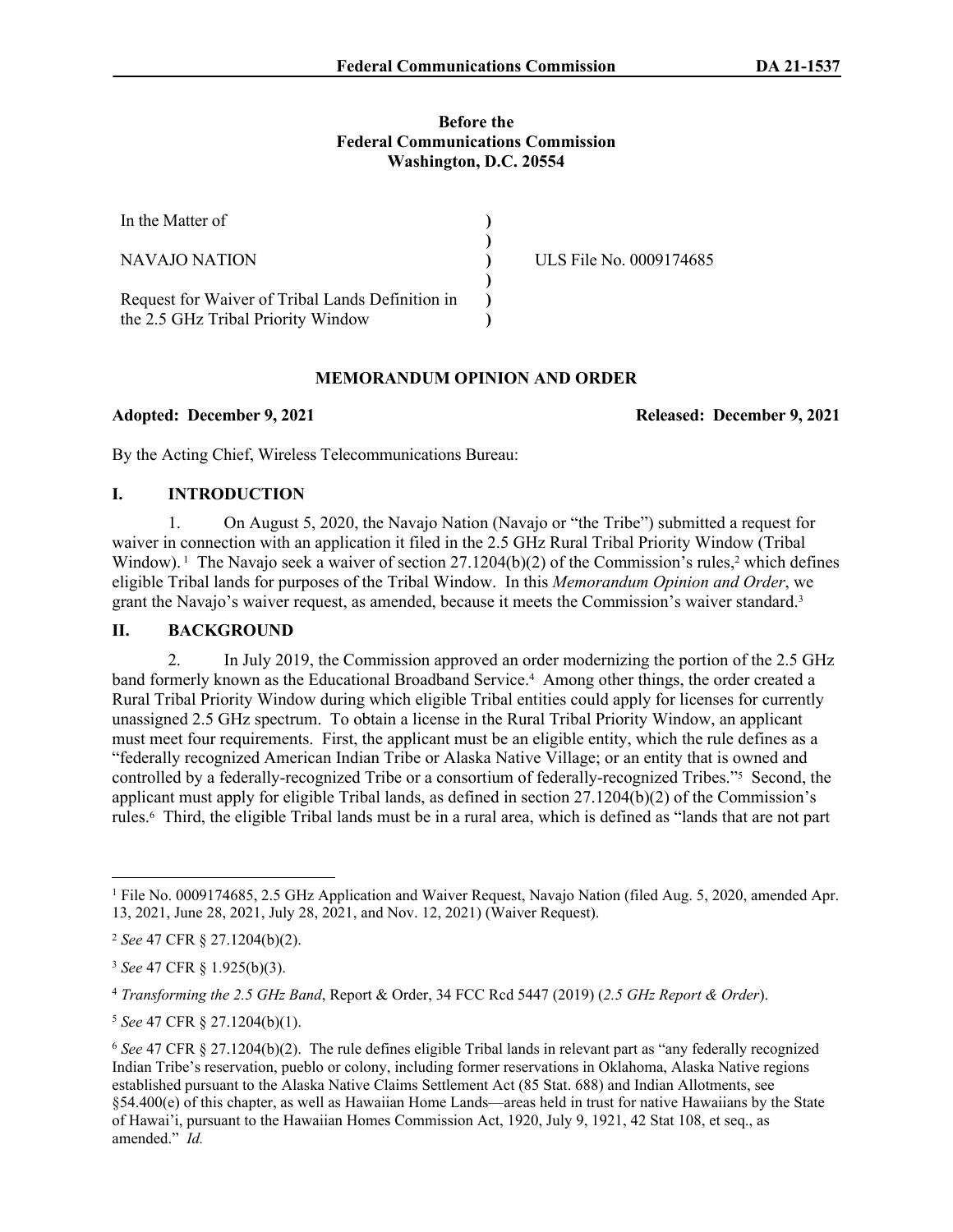**Before the**
**Federal Communications Commission**
**Washington, D.C. 20554**

| | | |
|---|---|---|
| In the Matter of | ) | |
| | ) | |
| NAVAJO NATION | ) | ULS File No. 0009174685 |
| | ) | |
| Request for Waiver of Tribal Lands Definition in the 2.5 GHz Tribal Priority Window | ) | |
| | ) | |

## MEMORANDUM OPINION AND ORDER

**Adopted: December 9, 2021** **Released: December 9, 2021**

By the Acting Chief, Wireless Telecommunications Bureau:

## I. INTRODUCTION

1. On August 5, 2020, the Navajo Nation (Navajo or "the Tribe") submitted a request for waiver in connection with an application it filed in the 2.5 GHz Rural Tribal Priority Window (Tribal Window).[1] The Navajo seek a waiver of section 27.1204(b)(2) of the Commission's rules,[2] which defines eligible Tribal lands for purposes of the Tribal Window. In this *Memorandum Opinion and Order*, we grant the Navajo's waiver request, as amended, because it meets the Commission's waiver standard.[3]

## II. BACKGROUND

2. In July 2019, the Commission approved an order modernizing the portion of the 2.5 GHz band formerly known as the Educational Broadband Service.[4] Among other things, the order created a Rural Tribal Priority Window during which eligible Tribal entities could apply for licenses for currently unassigned 2.5 GHz spectrum. To obtain a license in the Rural Tribal Priority Window, an applicant must meet four requirements. First, the applicant must be an eligible entity, which the rule defines as a "federally recognized American Indian Tribe or Alaska Native Village; or an entity that is owned and controlled by a federally-recognized Tribe or a consortium of federally-recognized Tribes."[5] Second, the applicant must apply for eligible Tribal lands, as defined in section 27.1204(b)(2) of the Commission's rules.[6] Third, the eligible Tribal lands must be in a rural area, which is defined as "lands that are not part

---

[1] File No. 0009174685, 2.5 GHz Application and Waiver Request, Navajo Nation (filed Aug. 5, 2020, amended Apr. 13, 2021, June 28, 2021, July 28, 2021, and Nov. 12, 2021) (Waiver Request).

[2] *See* 47 CFR § 27.1204(b)(2).

[3] *See* 47 CFR § 1.925(b)(3).

[4] *Transforming the 2.5 GHz Band*, Report & Order, 34 FCC Rcd 5447 (2019) (*2.5 GHz Report & Order*).

[5] *See* 47 CFR § 27.1204(b)(1).

[6] *See* 47 CFR § 27.1204(b)(2). The rule defines eligible Tribal lands in relevant part as "any federally recognized Indian Tribe's reservation, pueblo or colony, including former reservations in Oklahoma, Alaska Native regions established pursuant to the Alaska Native Claims Settlement Act (85 Stat. 688) and Indian Allotments, see §54.400(e) of this chapter, as well as Hawaiian Home Lands—areas held in trust for native Hawaiians by the State of Hawai'i, pursuant to the Hawaiian Homes Commission Act, 1920, July 9, 1921, 42 Stat 108, et seq., as amended." *Id.*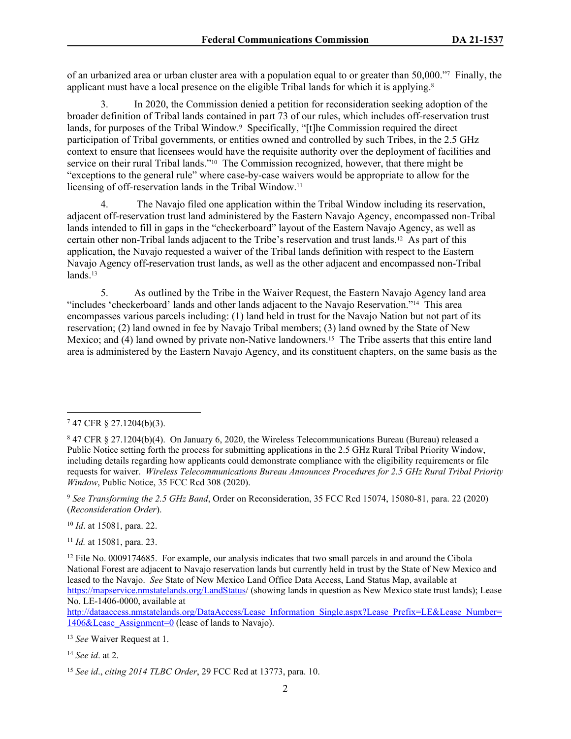of an urbanized area or urban cluster area with a population equal to or greater than 50,000."[7] Finally, the applicant must have a local presence on the eligible Tribal lands for which it is applying.[8]

3. In 2020, the Commission denied a petition for reconsideration seeking adoption of the broader definition of Tribal lands contained in part 73 of our rules, which includes off-reservation trust lands, for purposes of the Tribal Window.[9] Specifically, "[t]he Commission required the direct participation of Tribal governments, or entities owned and controlled by such Tribes, in the 2.5 GHz context to ensure that licensees would have the requisite authority over the deployment of facilities and service on their rural Tribal lands."[10] The Commission recognized, however, that there might be "exceptions to the general rule" where case-by-case waivers would be appropriate to allow for the licensing of off-reservation lands in the Tribal Window.[11]

4. The Navajo filed one application within the Tribal Window including its reservation, adjacent off-reservation trust land administered by the Eastern Navajo Agency, encompassed non-Tribal lands intended to fill in gaps in the "checkerboard" layout of the Eastern Navajo Agency, as well as certain other non-Tribal lands adjacent to the Tribe's reservation and trust lands.[12] As part of this application, the Navajo requested a waiver of the Tribal lands definition with respect to the Eastern Navajo Agency off-reservation trust lands, as well as the other adjacent and encompassed non-Tribal lands.[13]

5. As outlined by the Tribe in the Waiver Request, the Eastern Navajo Agency land area "includes 'checkerboard' lands and other lands adjacent to the Navajo Reservation."[14] This area encompasses various parcels including: (1) land held in trust for the Navajo Nation but not part of its reservation; (2) land owned in fee by Navajo Tribal members; (3) land owned by the State of New Mexico; and (4) land owned by private non-Native landowners.[15] The Tribe asserts that this entire land area is administered by the Eastern Navajo Agency, and its constituent chapters, on the same basis as the

---

[7] 47 CFR § 27.1204(b)(3).

[8] 47 CFR § 27.1204(b)(4). On January 6, 2020, the Wireless Telecommunications Bureau (Bureau) released a Public Notice setting forth the process for submitting applications in the 2.5 GHz Rural Tribal Priority Window, including details regarding how applicants could demonstrate compliance with the eligibility requirements or file requests for waiver. *Wireless Telecommunications Bureau Announces Procedures for 2.5 GHz Rural Tribal Priority Window*, Public Notice, 35 FCC Rcd 308 (2020).

[9] *See Transforming the 2.5 GHz Band*, Order on Reconsideration, 35 FCC Rcd 15074, 15080-81, para. 22 (2020) (*Reconsideration Order*).

[10] *Id*. at 15081, para. 22.

[11] *Id.* at 15081, para. 23.

[12] File No. 0009174685. For example, our analysis indicates that two small parcels in and around the Cibola National Forest are adjacent to Navajo reservation lands but currently held in trust by the State of New Mexico and leased to the Navajo. *See* State of New Mexico Land Office Data Access, Land Status Map, available at https://mapservice.nmstatelands.org/LandStatus/ (showing lands in question as New Mexico state trust lands); Lease No. LE-1406-0000, available at http://dataaccess.nmstatelands.org/DataAccess/Lease_Information_Single.aspx?Lease_Prefix=LE&Lease_Number=1406&Lease_Assignment=0 (lease of lands to Navajo).

[13] *See* Waiver Request at 1.

[14] *See id*. at 2.

[15] *See id*., *citing 2014 TLBC Order*, 29 FCC Rcd at 13773, para. 10.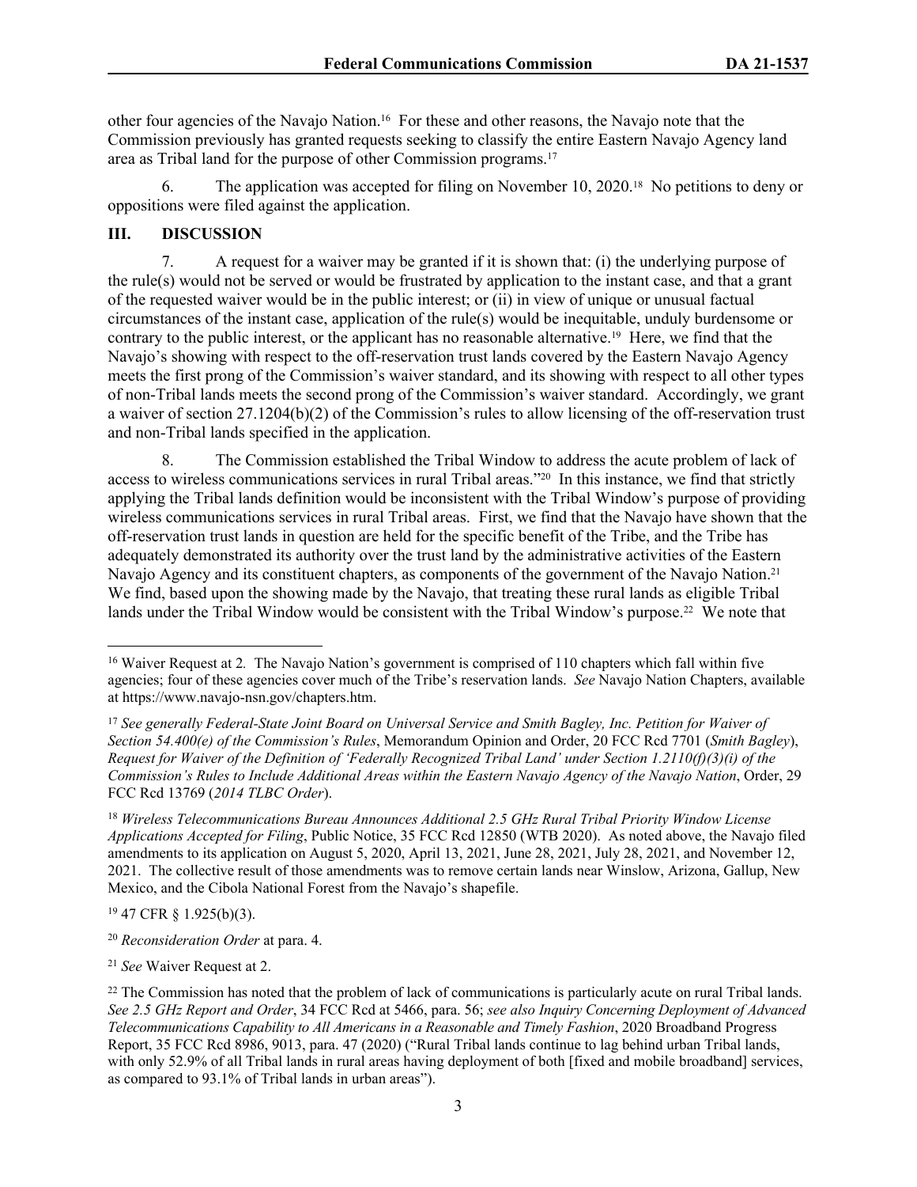other four agencies of the Navajo Nation.[16] For these and other reasons, the Navajo note that the Commission previously has granted requests seeking to classify the entire Eastern Navajo Agency land area as Tribal land for the purpose of other Commission programs.[17]

6. The application was accepted for filing on November 10, 2020.[18] No petitions to deny or oppositions were filed against the application.

## III. DISCUSSION

7. A request for a waiver may be granted if it is shown that: (i) the underlying purpose of the rule(s) would not be served or would be frustrated by application to the instant case, and that a grant of the requested waiver would be in the public interest; or (ii) in view of unique or unusual factual circumstances of the instant case, application of the rule(s) would be inequitable, unduly burdensome or contrary to the public interest, or the applicant has no reasonable alternative.[19] Here, we find that the Navajo's showing with respect to the off-reservation trust lands covered by the Eastern Navajo Agency meets the first prong of the Commission's waiver standard, and its showing with respect to all other types of non-Tribal lands meets the second prong of the Commission's waiver standard. Accordingly, we grant a waiver of section 27.1204(b)(2) of the Commission's rules to allow licensing of the off-reservation trust and non-Tribal lands specified in the application.

8. The Commission established the Tribal Window to address the acute problem of lack of access to wireless communications services in rural Tribal areas."[20] In this instance, we find that strictly applying the Tribal lands definition would be inconsistent with the Tribal Window's purpose of providing wireless communications services in rural Tribal areas. First, we find that the Navajo have shown that the off-reservation trust lands in question are held for the specific benefit of the Tribe, and the Tribe has adequately demonstrated its authority over the trust land by the administrative activities of the Eastern Navajo Agency and its constituent chapters, as components of the government of the Navajo Nation.[21] We find, based upon the showing made by the Navajo, that treating these rural lands as eligible Tribal lands under the Tribal Window would be consistent with the Tribal Window's purpose.[22] We note that

---

[16] Waiver Request at 2. The Navajo Nation's government is comprised of 110 chapters which fall within five agencies; four of these agencies cover much of the Tribe's reservation lands. *See* Navajo Nation Chapters, available at https://www.navajo-nsn.gov/chapters.htm.

[17] *See generally Federal-State Joint Board on Universal Service and Smith Bagley, Inc. Petition for Waiver of Section 54.400(e) of the Commission's Rules*, Memorandum Opinion and Order, 20 FCC Rcd 7701 (*Smith Bagley*), *Request for Waiver of the Definition of 'Federally Recognized Tribal Land' under Section 1.2110(f)(3)(i) of the Commission's Rules to Include Additional Areas within the Eastern Navajo Agency of the Navajo Nation*, Order, 29 FCC Rcd 13769 (*2014 TLBC Order*).

[18] *Wireless Telecommunications Bureau Announces Additional 2.5 GHz Rural Tribal Priority Window License Applications Accepted for Filing*, Public Notice, 35 FCC Rcd 12850 (WTB 2020). As noted above, the Navajo filed amendments to its application on August 5, 2020, April 13, 2021, June 28, 2021, July 28, 2021, and November 12, 2021. The collective result of those amendments was to remove certain lands near Winslow, Arizona, Gallup, New Mexico, and the Cibola National Forest from the Navajo's shapefile.

[19] 47 CFR § 1.925(b)(3).

[20] *Reconsideration Order* at para. 4.

[21] *See* Waiver Request at 2.

[22] The Commission has noted that the problem of lack of communications is particularly acute on rural Tribal lands. *See 2.5 GHz Report and Order*, 34 FCC Rcd at 5466, para. 56; *see also Inquiry Concerning Deployment of Advanced Telecommunications Capability to All Americans in a Reasonable and Timely Fashion*, 2020 Broadband Progress Report, 35 FCC Rcd 8986, 9013, para. 47 (2020) ("Rural Tribal lands continue to lag behind urban Tribal lands, with only 52.9% of all Tribal lands in rural areas having deployment of both [fixed and mobile broadband] services, as compared to 93.1% of Tribal lands in urban areas").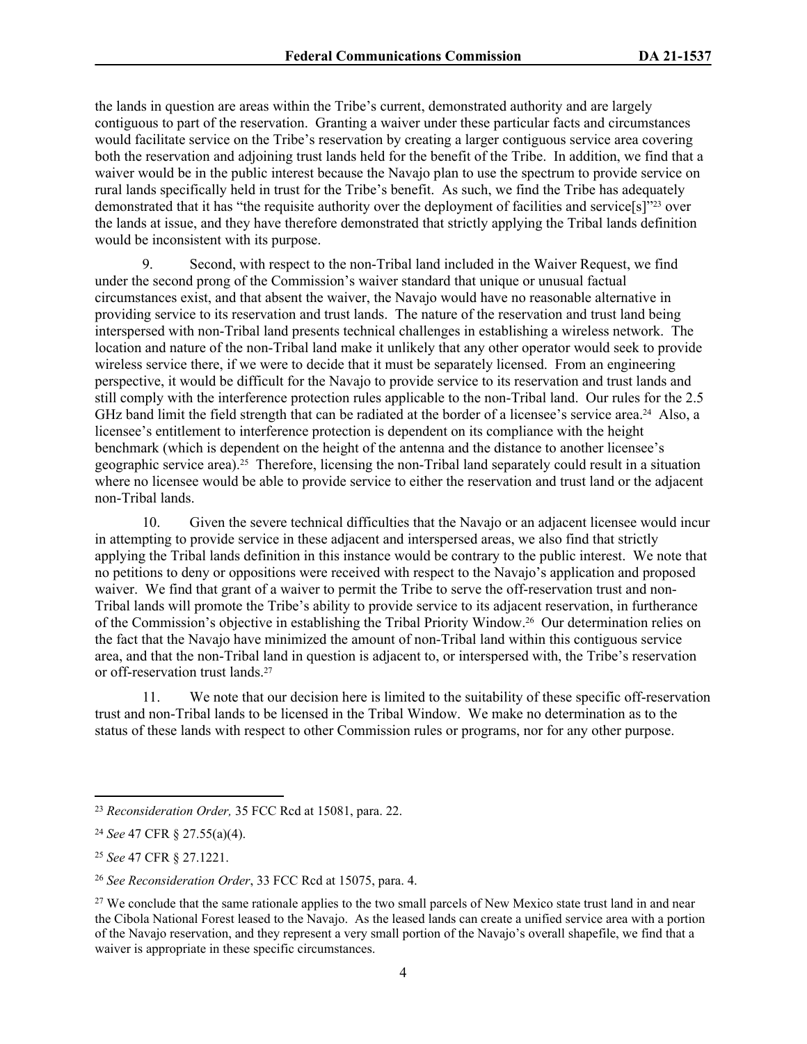the lands in question are areas within the Tribe's current, demonstrated authority and are largely contiguous to part of the reservation. Granting a waiver under these particular facts and circumstances would facilitate service on the Tribe's reservation by creating a larger contiguous service area covering both the reservation and adjoining trust lands held for the benefit of the Tribe. In addition, we find that a waiver would be in the public interest because the Navajo plan to use the spectrum to provide service on rural lands specifically held in trust for the Tribe's benefit. As such, we find the Tribe has adequately demonstrated that it has "the requisite authority over the deployment of facilities and service[s]"[23] over the lands at issue, and they have therefore demonstrated that strictly applying the Tribal lands definition would be inconsistent with its purpose.

9. Second, with respect to the non-Tribal land included in the Waiver Request, we find under the second prong of the Commission's waiver standard that unique or unusual factual circumstances exist, and that absent the waiver, the Navajo would have no reasonable alternative in providing service to its reservation and trust lands. The nature of the reservation and trust land being interspersed with non-Tribal land presents technical challenges in establishing a wireless network. The location and nature of the non-Tribal land make it unlikely that any other operator would seek to provide wireless service there, if we were to decide that it must be separately licensed. From an engineering perspective, it would be difficult for the Navajo to provide service to its reservation and trust lands and still comply with the interference protection rules applicable to the non-Tribal land. Our rules for the 2.5 GHz band limit the field strength that can be radiated at the border of a licensee's service area.[24] Also, a licensee's entitlement to interference protection is dependent on its compliance with the height benchmark (which is dependent on the height of the antenna and the distance to another licensee's geographic service area).[25] Therefore, licensing the non-Tribal land separately could result in a situation where no licensee would be able to provide service to either the reservation and trust land or the adjacent non-Tribal lands.

10. Given the severe technical difficulties that the Navajo or an adjacent licensee would incur in attempting to provide service in these adjacent and interspersed areas, we also find that strictly applying the Tribal lands definition in this instance would be contrary to the public interest. We note that no petitions to deny or oppositions were received with respect to the Navajo's application and proposed waiver. We find that grant of a waiver to permit the Tribe to serve the off-reservation trust and non-Tribal lands will promote the Tribe's ability to provide service to its adjacent reservation, in furtherance of the Commission's objective in establishing the Tribal Priority Window.[26] Our determination relies on the fact that the Navajo have minimized the amount of non-Tribal land within this contiguous service area, and that the non-Tribal land in question is adjacent to, or interspersed with, the Tribe's reservation or off-reservation trust lands.[27]

11. We note that our decision here is limited to the suitability of these specific off-reservation trust and non-Tribal lands to be licensed in the Tribal Window. We make no determination as to the status of these lands with respect to other Commission rules or programs, nor for any other purpose.

---

[23] *Reconsideration Order,* 35 FCC Rcd at 15081, para. 22.

[24] *See* 47 CFR § 27.55(a)(4).

[25] *See* 47 CFR § 27.1221.

[26] *See Reconsideration Order*, 33 FCC Rcd at 15075, para. 4.

[27] We conclude that the same rationale applies to the two small parcels of New Mexico state trust land in and near the Cibola National Forest leased to the Navajo. As the leased lands can create a unified service area with a portion of the Navajo reservation, and they represent a very small portion of the Navajo's overall shapefile, we find that a waiver is appropriate in these specific circumstances.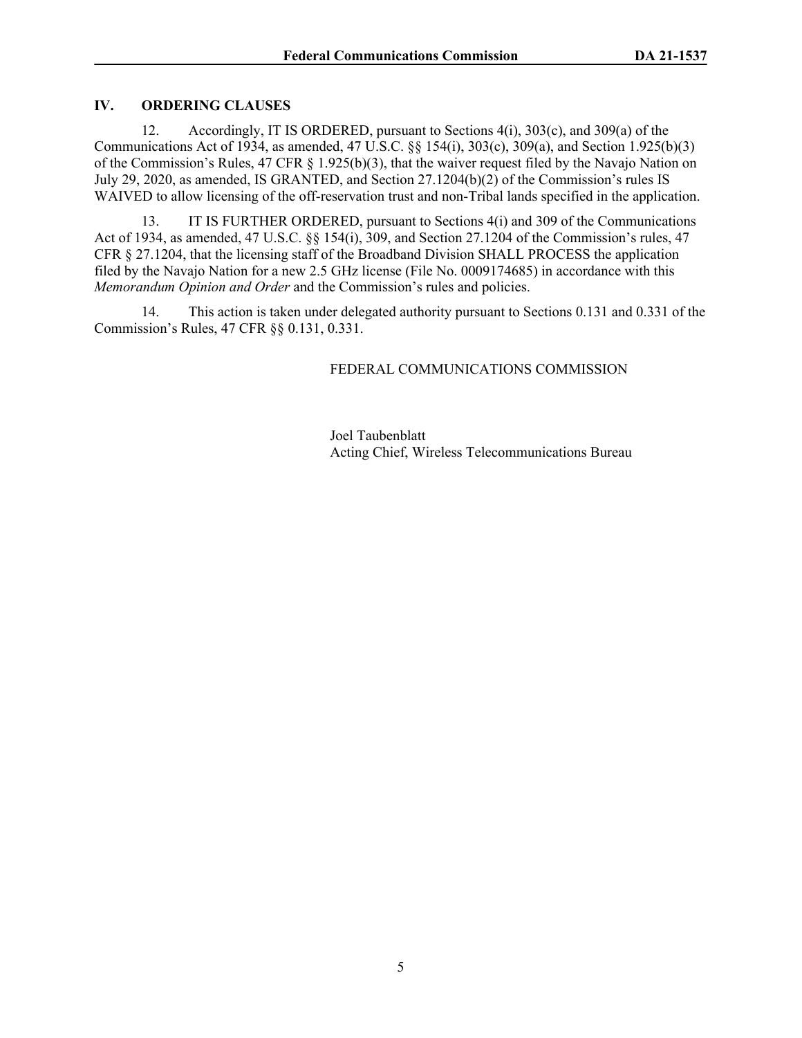## IV. ORDERING CLAUSES

12. Accordingly, IT IS ORDERED, pursuant to Sections 4(i), 303(c), and 309(a) of the Communications Act of 1934, as amended, 47 U.S.C. §§ 154(i), 303(c), 309(a), and Section 1.925(b)(3) of the Commission's Rules, 47 CFR § 1.925(b)(3), that the waiver request filed by the Navajo Nation on July 29, 2020, as amended, IS GRANTED, and Section 27.1204(b)(2) of the Commission's rules IS WAIVED to allow licensing of the off-reservation trust and non-Tribal lands specified in the application.

13. IT IS FURTHER ORDERED, pursuant to Sections 4(i) and 309 of the Communications Act of 1934, as amended, 47 U.S.C. §§ 154(i), 309, and Section 27.1204 of the Commission's rules, 47 CFR § 27.1204, that the licensing staff of the Broadband Division SHALL PROCESS the application filed by the Navajo Nation for a new 2.5 GHz license (File No. 0009174685) in accordance with this *Memorandum Opinion and Order* and the Commission's rules and policies.

14. This action is taken under delegated authority pursuant to Sections 0.131 and 0.331 of the Commission's Rules, 47 CFR §§ 0.131, 0.331.

FEDERAL COMMUNICATIONS COMMISSION

Joel Taubenblatt
Acting Chief, Wireless Telecommunications Bureau